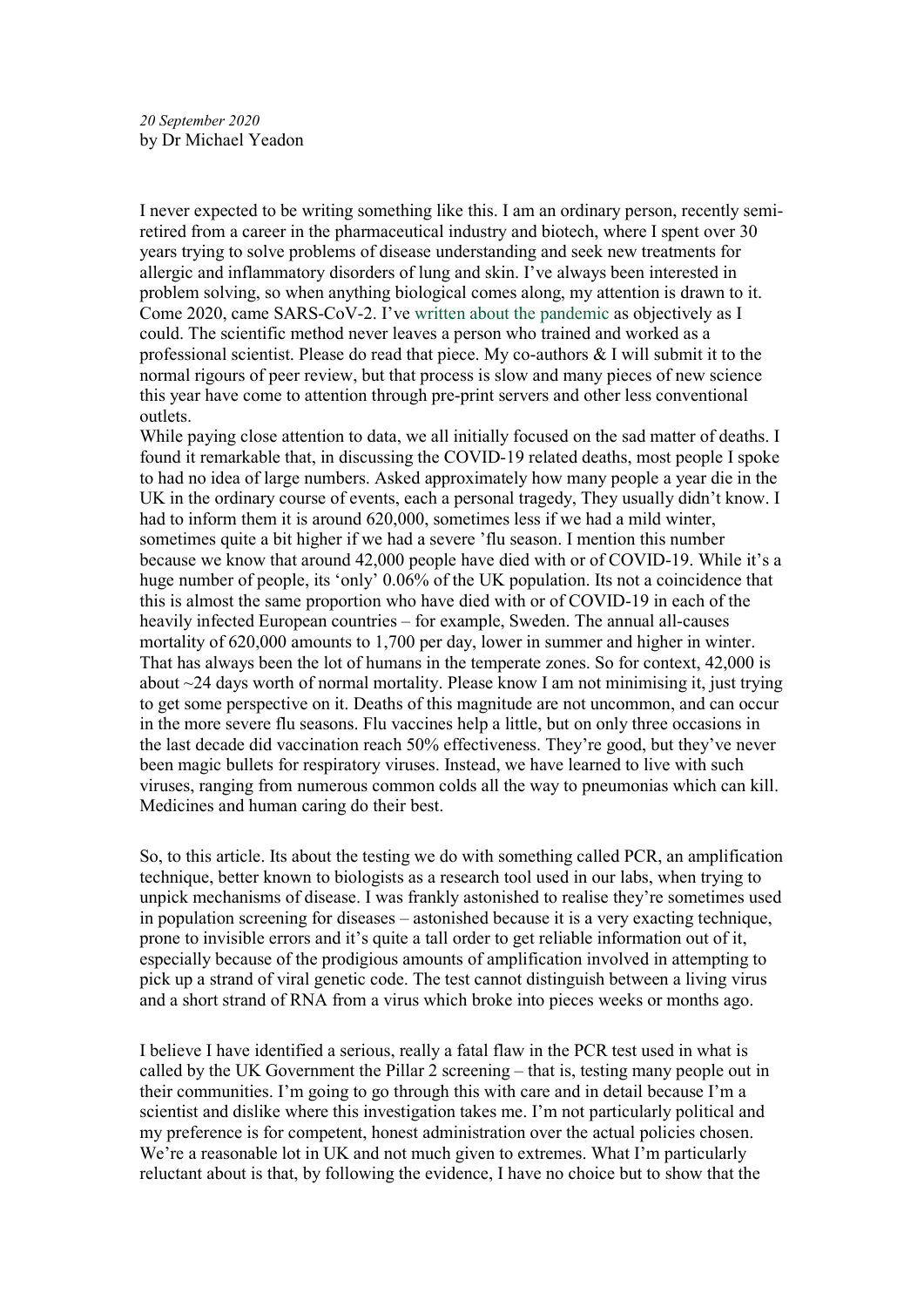*20 September 2020*
by Dr Michael Yeadon

I never expected to be writing something like this. I am an ordinary person, recently semi-retired from a career in the pharmaceutical industry and biotech, where I spent over 30 years trying to solve problems of disease understanding and seek new treatments for allergic and inflammatory disorders of lung and skin. I've always been interested in problem solving, so when anything biological comes along, my attention is drawn to it. Come 2020, came SARS-CoV-2. I've written about the pandemic as objectively as I could. The scientific method never leaves a person who trained and worked as a professional scientist. Please do read that piece. My co-authors & I will submit it to the normal rigours of peer review, but that process is slow and many pieces of new science this year have come to attention through pre-print servers and other less conventional outlets.

While paying close attention to data, we all initially focused on the sad matter of deaths. I found it remarkable that, in discussing the COVID-19 related deaths, most people I spoke to had no idea of large numbers. Asked approximately how many people a year die in the UK in the ordinary course of events, each a personal tragedy, They usually didn't know. I had to inform them it is around 620,000, sometimes less if we had a mild winter, sometimes quite a bit higher if we had a severe 'flu season. I mention this number because we know that around 42,000 people have died with or of COVID-19. While it's a huge number of people, its 'only' 0.06% of the UK population. Its not a coincidence that this is almost the same proportion who have died with or of COVID-19 in each of the heavily infected European countries – for example, Sweden. The annual all-causes mortality of 620,000 amounts to 1,700 per day, lower in summer and higher in winter. That has always been the lot of humans in the temperate zones. So for context, 42,000 is about ~24 days worth of normal mortality. Please know I am not minimising it, just trying to get some perspective on it. Deaths of this magnitude are not uncommon, and can occur in the more severe flu seasons. Flu vaccines help a little, but on only three occasions in the last decade did vaccination reach 50% effectiveness. They're good, but they've never been magic bullets for respiratory viruses. Instead, we have learned to live with such viruses, ranging from numerous common colds all the way to pneumonias which can kill. Medicines and human caring do their best.

So, to this article. Its about the testing we do with something called PCR, an amplification technique, better known to biologists as a research tool used in our labs, when trying to unpick mechanisms of disease. I was frankly astonished to realise they're sometimes used in population screening for diseases – astonished because it is a very exacting technique, prone to invisible errors and it's quite a tall order to get reliable information out of it, especially because of the prodigious amounts of amplification involved in attempting to pick up a strand of viral genetic code. The test cannot distinguish between a living virus and a short strand of RNA from a virus which broke into pieces weeks or months ago.

I believe I have identified a serious, really a fatal flaw in the PCR test used in what is called by the UK Government the Pillar 2 screening – that is, testing many people out in their communities. I'm going to go through this with care and in detail because I'm a scientist and dislike where this investigation takes me. I'm not particularly political and my preference is for competent, honest administration over the actual policies chosen. We're a reasonable lot in UK and not much given to extremes. What I'm particularly reluctant about is that, by following the evidence, I have no choice but to show that the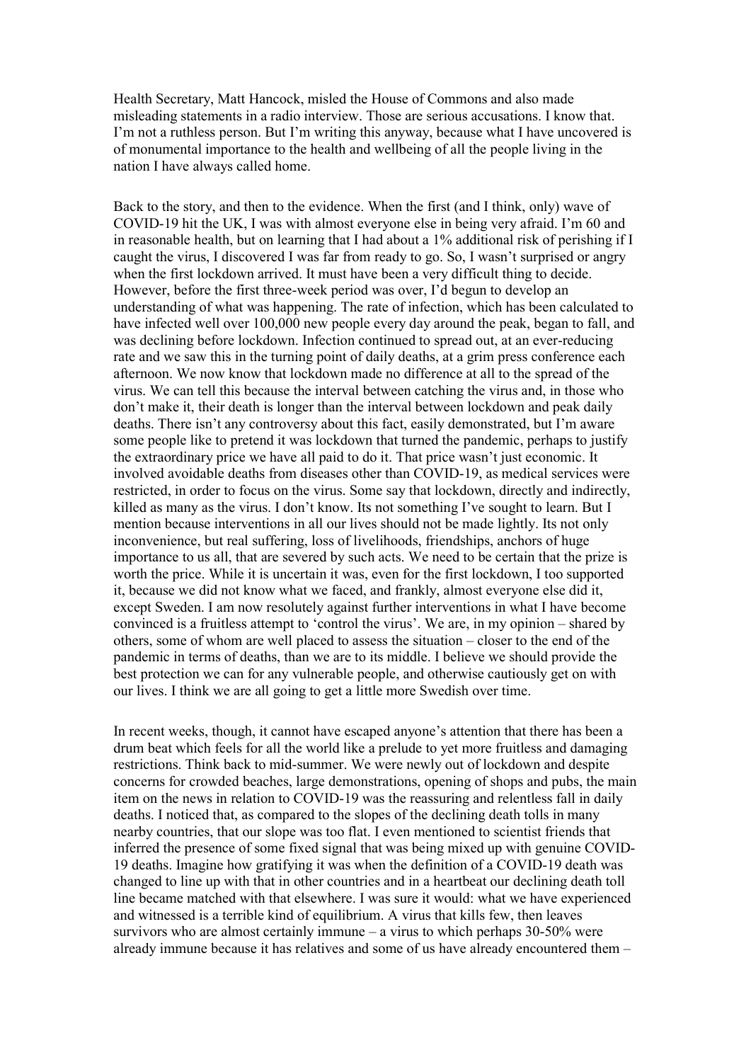Health Secretary, Matt Hancock, misled the House of Commons and also made misleading statements in a radio interview. Those are serious accusations. I know that. I'm not a ruthless person. But I'm writing this anyway, because what I have uncovered is of monumental importance to the health and wellbeing of all the people living in the nation I have always called home.

Back to the story, and then to the evidence. When the first (and I think, only) wave of COVID-19 hit the UK, I was with almost everyone else in being very afraid. I'm 60 and in reasonable health, but on learning that I had about a 1% additional risk of perishing if I caught the virus, I discovered I was far from ready to go. So, I wasn't surprised or angry when the first lockdown arrived. It must have been a very difficult thing to decide. However, before the first three-week period was over, I'd begun to develop an understanding of what was happening. The rate of infection, which has been calculated to have infected well over 100,000 new people every day around the peak, began to fall, and was declining before lockdown. Infection continued to spread out, at an ever-reducing rate and we saw this in the turning point of daily deaths, at a grim press conference each afternoon. We now know that lockdown made no difference at all to the spread of the virus. We can tell this because the interval between catching the virus and, in those who don't make it, their death is longer than the interval between lockdown and peak daily deaths. There isn't any controversy about this fact, easily demonstrated, but I'm aware some people like to pretend it was lockdown that turned the pandemic, perhaps to justify the extraordinary price we have all paid to do it. That price wasn't just economic. It involved avoidable deaths from diseases other than COVID-19, as medical services were restricted, in order to focus on the virus. Some say that lockdown, directly and indirectly, killed as many as the virus. I don't know. Its not something I've sought to learn. But I mention because interventions in all our lives should not be made lightly. Its not only inconvenience, but real suffering, loss of livelihoods, friendships, anchors of huge importance to us all, that are severed by such acts. We need to be certain that the prize is worth the price. While it is uncertain it was, even for the first lockdown, I too supported it, because we did not know what we faced, and frankly, almost everyone else did it, except Sweden. I am now resolutely against further interventions in what I have become convinced is a fruitless attempt to 'control the virus'. We are, in my opinion – shared by others, some of whom are well placed to assess the situation – closer to the end of the pandemic in terms of deaths, than we are to its middle. I believe we should provide the best protection we can for any vulnerable people, and otherwise cautiously get on with our lives. I think we are all going to get a little more Swedish over time.

In recent weeks, though, it cannot have escaped anyone's attention that there has been a drum beat which feels for all the world like a prelude to yet more fruitless and damaging restrictions. Think back to mid-summer. We were newly out of lockdown and despite concerns for crowded beaches, large demonstrations, opening of shops and pubs, the main item on the news in relation to COVID-19 was the reassuring and relentless fall in daily deaths. I noticed that, as compared to the slopes of the declining death tolls in many nearby countries, that our slope was too flat. I even mentioned to scientist friends that inferred the presence of some fixed signal that was being mixed up with genuine COVID-19 deaths. Imagine how gratifying it was when the definition of a COVID-19 death was changed to line up with that in other countries and in a heartbeat our declining death toll line became matched with that elsewhere. I was sure it would: what we have experienced and witnessed is a terrible kind of equilibrium. A virus that kills few, then leaves survivors who are almost certainly immune – a virus to which perhaps 30-50% were already immune because it has relatives and some of us have already encountered them –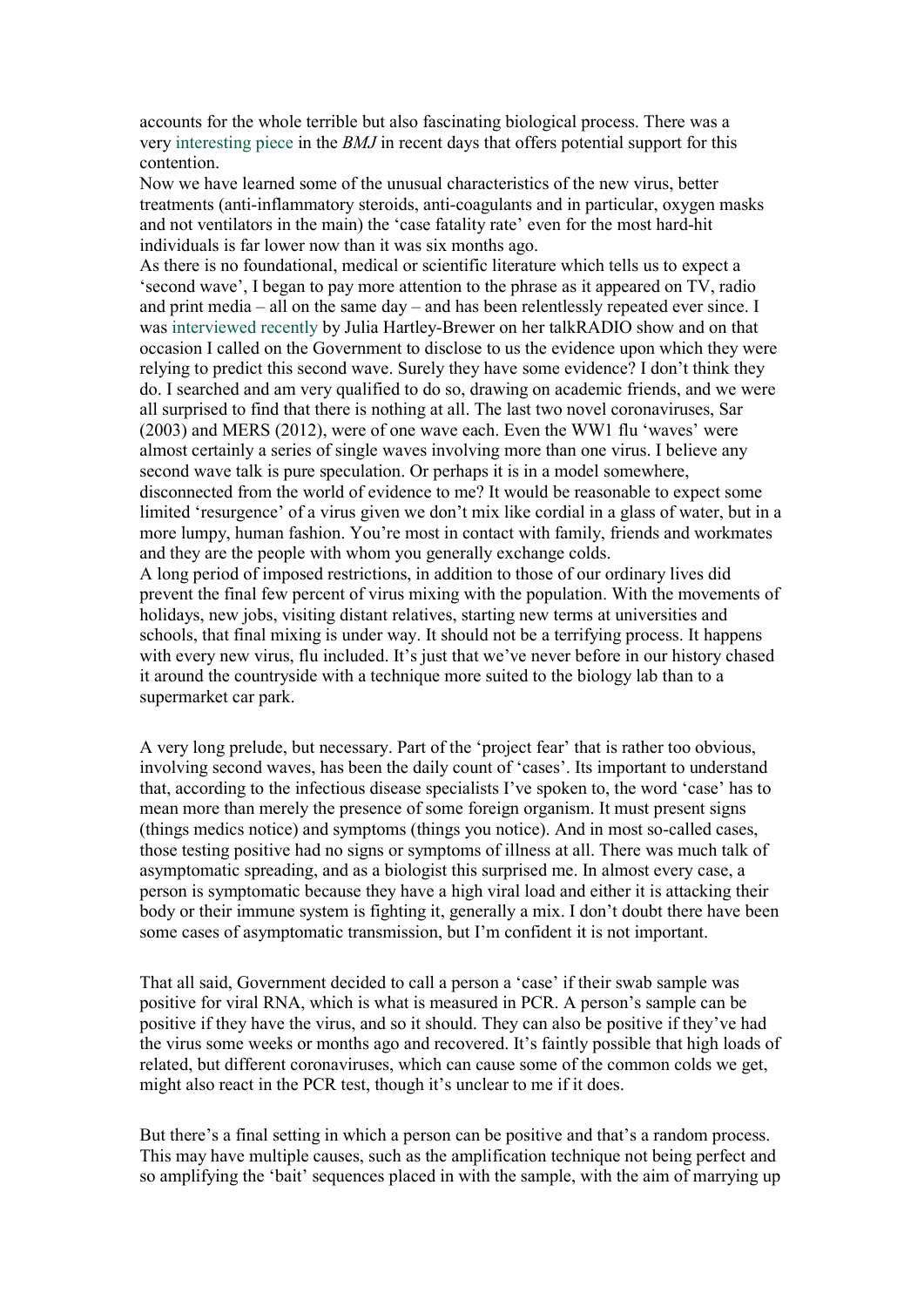accounts for the whole terrible but also fascinating biological process. There was a very interesting piece in the *BMJ* in recent days that offers potential support for this contention.

Now we have learned some of the unusual characteristics of the new virus, better treatments (anti-inflammatory steroids, anti-coagulants and in particular, oxygen masks and not ventilators in the main) the 'case fatality rate' even for the most hard-hit individuals is far lower now than it was six months ago.

As there is no foundational, medical or scientific literature which tells us to expect a 'second wave', I began to pay more attention to the phrase as it appeared on TV, radio and print media – all on the same day – and has been relentlessly repeated ever since. I was interviewed recently by Julia Hartley-Brewer on her talkRADIO show and on that occasion I called on the Government to disclose to us the evidence upon which they were relying to predict this second wave. Surely they have some evidence? I don't think they do. I searched and am very qualified to do so, drawing on academic friends, and we were all surprised to find that there is nothing at all. The last two novel coronaviruses, Sar (2003) and MERS (2012), were of one wave each. Even the WW1 flu 'waves' were almost certainly a series of single waves involving more than one virus. I believe any second wave talk is pure speculation. Or perhaps it is in a model somewhere, disconnected from the world of evidence to me? It would be reasonable to expect some limited 'resurgence' of a virus given we don't mix like cordial in a glass of water, but in a more lumpy, human fashion. You're most in contact with family, friends and workmates and they are the people with whom you generally exchange colds.

A long period of imposed restrictions, in addition to those of our ordinary lives did prevent the final few percent of virus mixing with the population. With the movements of holidays, new jobs, visiting distant relatives, starting new terms at universities and schools, that final mixing is under way. It should not be a terrifying process. It happens with every new virus, flu included. It's just that we've never before in our history chased it around the countryside with a technique more suited to the biology lab than to a supermarket car park.

A very long prelude, but necessary. Part of the 'project fear' that is rather too obvious, involving second waves, has been the daily count of 'cases'. Its important to understand that, according to the infectious disease specialists I've spoken to, the word 'case' has to mean more than merely the presence of some foreign organism. It must present signs (things medics notice) and symptoms (things you notice). And in most so-called cases, those testing positive had no signs or symptoms of illness at all. There was much talk of asymptomatic spreading, and as a biologist this surprised me. In almost every case, a person is symptomatic because they have a high viral load and either it is attacking their body or their immune system is fighting it, generally a mix. I don't doubt there have been some cases of asymptomatic transmission, but I'm confident it is not important.

That all said, Government decided to call a person a 'case' if their swab sample was positive for viral RNA, which is what is measured in PCR. A person's sample can be positive if they have the virus, and so it should. They can also be positive if they've had the virus some weeks or months ago and recovered. It's faintly possible that high loads of related, but different coronaviruses, which can cause some of the common colds we get, might also react in the PCR test, though it's unclear to me if it does.

But there's a final setting in which a person can be positive and that's a random process. This may have multiple causes, such as the amplification technique not being perfect and so amplifying the 'bait' sequences placed in with the sample, with the aim of marrying up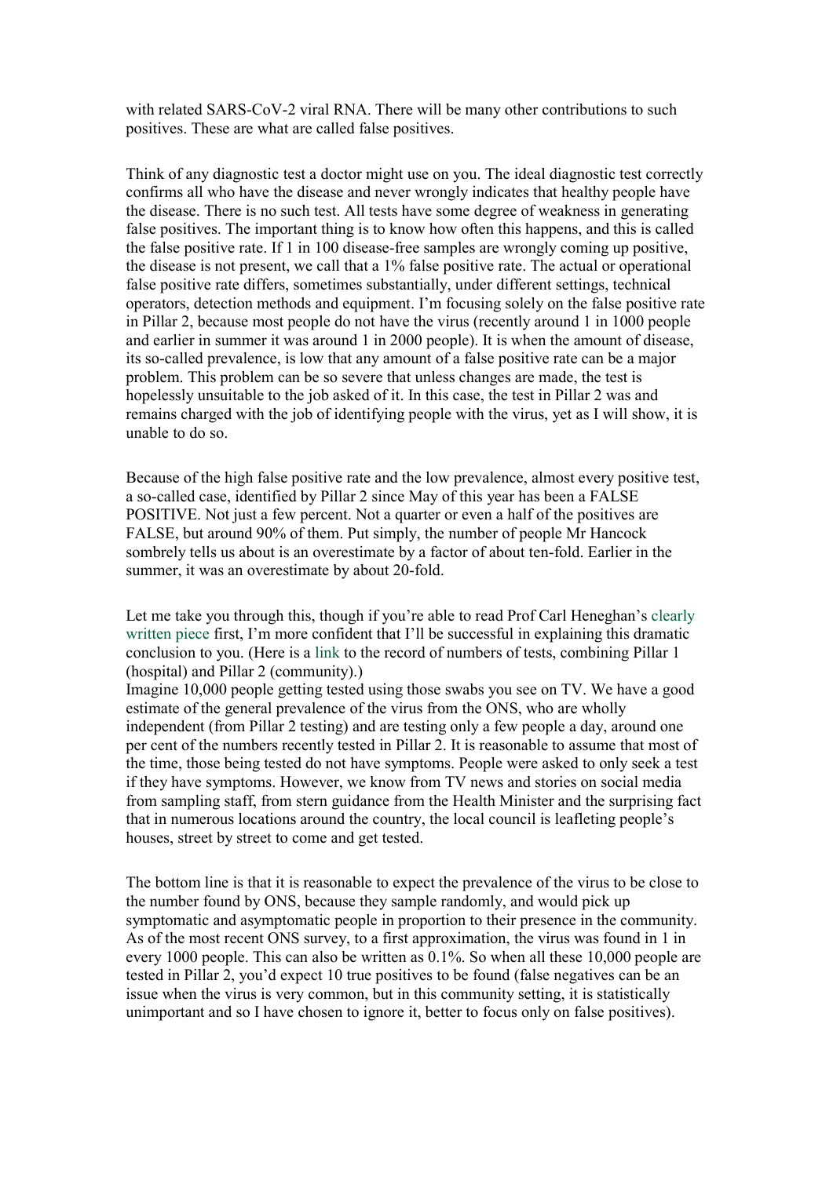with related SARS-CoV-2 viral RNA. There will be many other contributions to such positives. These are what are called false positives.

Think of any diagnostic test a doctor might use on you. The ideal diagnostic test correctly confirms all who have the disease and never wrongly indicates that healthy people have the disease. There is no such test. All tests have some degree of weakness in generating false positives. The important thing is to know how often this happens, and this is called the false positive rate. If 1 in 100 disease-free samples are wrongly coming up positive, the disease is not present, we call that a 1% false positive rate. The actual or operational false positive rate differs, sometimes substantially, under different settings, technical operators, detection methods and equipment. I'm focusing solely on the false positive rate in Pillar 2, because most people do not have the virus (recently around 1 in 1000 people and earlier in summer it was around 1 in 2000 people). It is when the amount of disease, its so-called prevalence, is low that any amount of a false positive rate can be a major problem. This problem can be so severe that unless changes are made, the test is hopelessly unsuitable to the job asked of it. In this case, the test in Pillar 2 was and remains charged with the job of identifying people with the virus, yet as I will show, it is unable to do so.

Because of the high false positive rate and the low prevalence, almost every positive test, a so-called case, identified by Pillar 2 since May of this year has been a FALSE POSITIVE. Not just a few percent. Not a quarter or even a half of the positives are FALSE, but around 90% of them. Put simply, the number of people Mr Hancock sombrely tells us about is an overestimate by a factor of about ten-fold. Earlier in the summer, it was an overestimate by about 20-fold.

Let me take you through this, though if you're able to read Prof Carl Heneghan's clearly written piece first, I'm more confident that I'll be successful in explaining this dramatic conclusion to you. (Here is a link to the record of numbers of tests, combining Pillar 1 (hospital) and Pillar 2 (community).)

Imagine 10,000 people getting tested using those swabs you see on TV. We have a good estimate of the general prevalence of the virus from the ONS, who are wholly independent (from Pillar 2 testing) and are testing only a few people a day, around one per cent of the numbers recently tested in Pillar 2. It is reasonable to assume that most of the time, those being tested do not have symptoms. People were asked to only seek a test if they have symptoms. However, we know from TV news and stories on social media from sampling staff, from stern guidance from the Health Minister and the surprising fact that in numerous locations around the country, the local council is leafleting people's houses, street by street to come and get tested.

The bottom line is that it is reasonable to expect the prevalence of the virus to be close to the number found by ONS, because they sample randomly, and would pick up symptomatic and asymptomatic people in proportion to their presence in the community. As of the most recent ONS survey, to a first approximation, the virus was found in 1 in every 1000 people. This can also be written as 0.1%. So when all these 10,000 people are tested in Pillar 2, you'd expect 10 true positives to be found (false negatives can be an issue when the virus is very common, but in this community setting, it is statistically unimportant and so I have chosen to ignore it, better to focus only on false positives).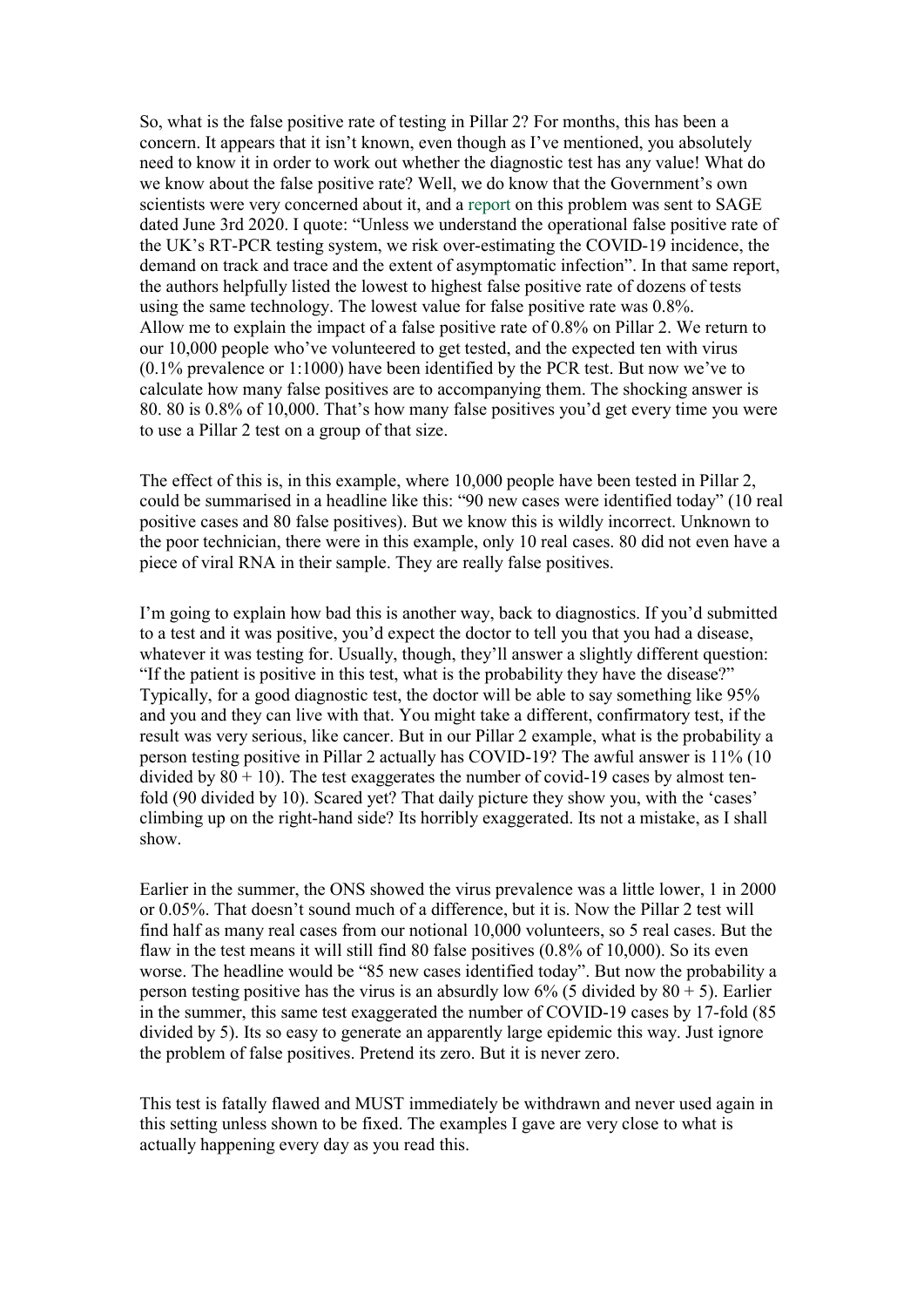So, what is the false positive rate of testing in Pillar 2? For months, this has been a concern. It appears that it isn't known, even though as I've mentioned, you absolutely need to know it in order to work out whether the diagnostic test has any value! What do we know about the false positive rate? Well, we do know that the Government's own scientists were very concerned about it, and a report on this problem was sent to SAGE dated June 3rd 2020. I quote: "Unless we understand the operational false positive rate of the UK's RT-PCR testing system, we risk over-estimating the COVID-19 incidence, the demand on track and trace and the extent of asymptomatic infection". In that same report, the authors helpfully listed the lowest to highest false positive rate of dozens of tests using the same technology. The lowest value for false positive rate was 0.8%.
Allow me to explain the impact of a false positive rate of 0.8% on Pillar 2. We return to our 10,000 people who've volunteered to get tested, and the expected ten with virus (0.1% prevalence or 1:1000) have been identified by the PCR test. But now we've to calculate how many false positives are to accompanying them. The shocking answer is 80. 80 is 0.8% of 10,000. That's how many false positives you'd get every time you were to use a Pillar 2 test on a group of that size.

The effect of this is, in this example, where 10,000 people have been tested in Pillar 2, could be summarised in a headline like this: "90 new cases were identified today" (10 real positive cases and 80 false positives). But we know this is wildly incorrect. Unknown to the poor technician, there were in this example, only 10 real cases. 80 did not even have a piece of viral RNA in their sample. They are really false positives.

I'm going to explain how bad this is another way, back to diagnostics. If you'd submitted to a test and it was positive, you'd expect the doctor to tell you that you had a disease, whatever it was testing for. Usually, though, they'll answer a slightly different question: "If the patient is positive in this test, what is the probability they have the disease?" Typically, for a good diagnostic test, the doctor will be able to say something like 95% and you and they can live with that. You might take a different, confirmatory test, if the result was very serious, like cancer. But in our Pillar 2 example, what is the probability a person testing positive in Pillar 2 actually has COVID-19? The awful answer is 11% (10 divided by 80 + 10). The test exaggerates the number of covid-19 cases by almost ten-fold (90 divided by 10). Scared yet? That daily picture they show you, with the 'cases' climbing up on the right-hand side? Its horribly exaggerated. Its not a mistake, as I shall show.

Earlier in the summer, the ONS showed the virus prevalence was a little lower, 1 in 2000 or 0.05%. That doesn't sound much of a difference, but it is. Now the Pillar 2 test will find half as many real cases from our notional 10,000 volunteers, so 5 real cases. But the flaw in the test means it will still find 80 false positives (0.8% of 10,000). So its even worse. The headline would be "85 new cases identified today". But now the probability a person testing positive has the virus is an absurdly low 6% (5 divided by 80 + 5). Earlier in the summer, this same test exaggerated the number of COVID-19 cases by 17-fold (85 divided by 5). Its so easy to generate an apparently large epidemic this way. Just ignore the problem of false positives. Pretend its zero. But it is never zero.

This test is fatally flawed and MUST immediately be withdrawn and never used again in this setting unless shown to be fixed. The examples I gave are very close to what is actually happening every day as you read this.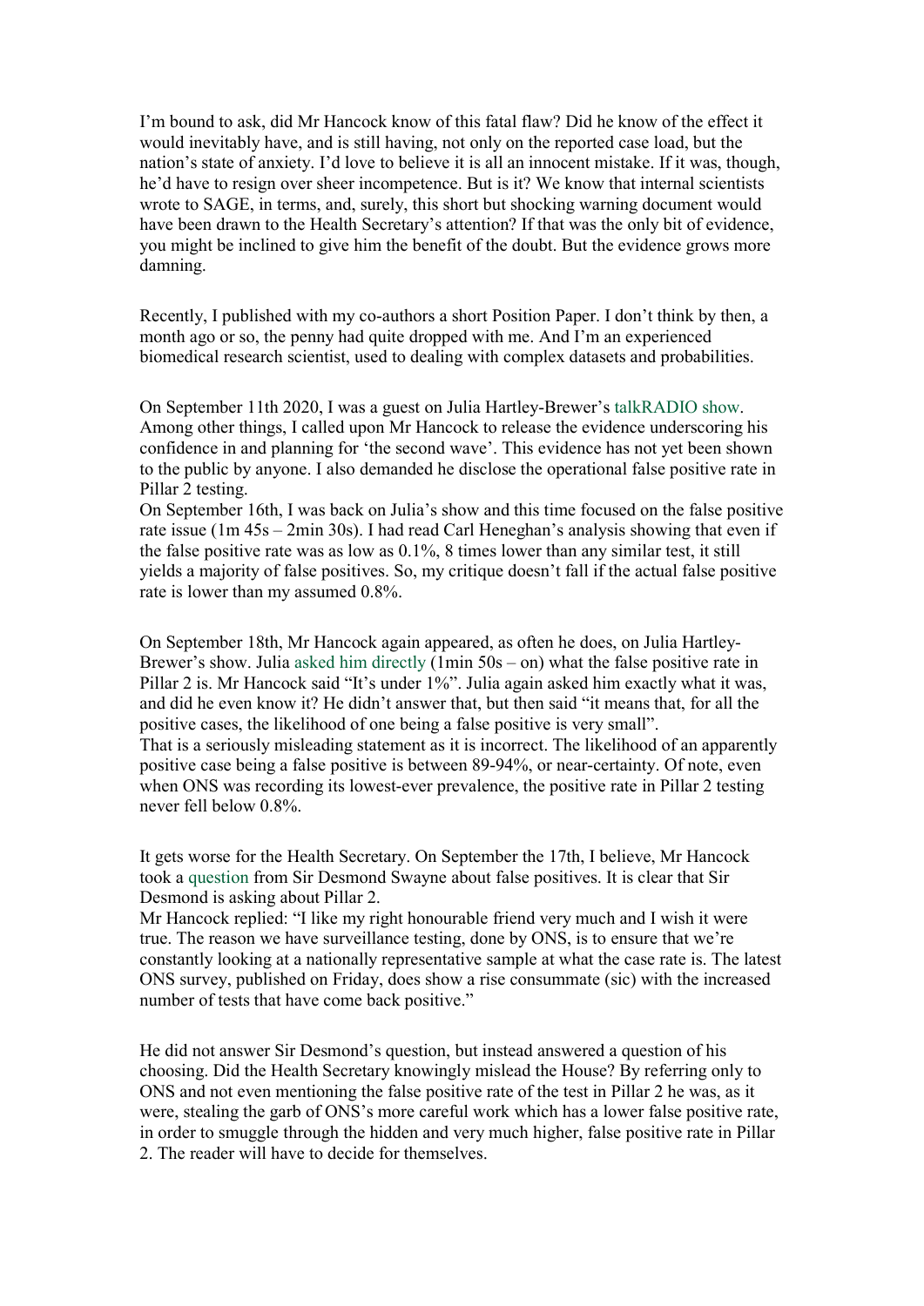I'm bound to ask, did Mr Hancock know of this fatal flaw? Did he know of the effect it would inevitably have, and is still having, not only on the reported case load, but the nation's state of anxiety. I'd love to believe it is all an innocent mistake. If it was, though, he'd have to resign over sheer incompetence. But is it? We know that internal scientists wrote to SAGE, in terms, and, surely, this short but shocking warning document would have been drawn to the Health Secretary's attention? If that was the only bit of evidence, you might be inclined to give him the benefit of the doubt. But the evidence grows more damning.

Recently, I published with my co-authors a short Position Paper. I don't think by then, a month ago or so, the penny had quite dropped with me. And I'm an experienced biomedical research scientist, used to dealing with complex datasets and probabilities.

On September 11th 2020, I was a guest on Julia Hartley-Brewer's talkRADIO show. Among other things, I called upon Mr Hancock to release the evidence underscoring his confidence in and planning for 'the second wave'. This evidence has not yet been shown to the public by anyone. I also demanded he disclose the operational false positive rate in Pillar 2 testing.

On September 16th, I was back on Julia's show and this time focused on the false positive rate issue (1m 45s – 2min 30s). I had read Carl Heneghan's analysis showing that even if the false positive rate was as low as 0.1%, 8 times lower than any similar test, it still yields a majority of false positives. So, my critique doesn't fall if the actual false positive rate is lower than my assumed 0.8%.

On September 18th, Mr Hancock again appeared, as often he does, on Julia Hartley-Brewer's show. Julia asked him directly (1min 50s – on) what the false positive rate in Pillar 2 is. Mr Hancock said "It's under 1%". Julia again asked him exactly what it was, and did he even know it? He didn't answer that, but then said "it means that, for all the positive cases, the likelihood of one being a false positive is very small".

That is a seriously misleading statement as it is incorrect. The likelihood of an apparently positive case being a false positive is between 89-94%, or near-certainty. Of note, even when ONS was recording its lowest-ever prevalence, the positive rate in Pillar 2 testing never fell below 0.8%.

It gets worse for the Health Secretary. On September the 17th, I believe, Mr Hancock took a question from Sir Desmond Swayne about false positives. It is clear that Sir Desmond is asking about Pillar 2.

Mr Hancock replied: "I like my right honourable friend very much and I wish it were true. The reason we have surveillance testing, done by ONS, is to ensure that we're constantly looking at a nationally representative sample at what the case rate is. The latest ONS survey, published on Friday, does show a rise consummate (sic) with the increased number of tests that have come back positive."

He did not answer Sir Desmond's question, but instead answered a question of his choosing. Did the Health Secretary knowingly mislead the House? By referring only to ONS and not even mentioning the false positive rate of the test in Pillar 2 he was, as it were, stealing the garb of ONS's more careful work which has a lower false positive rate, in order to smuggle through the hidden and very much higher, false positive rate in Pillar 2. The reader will have to decide for themselves.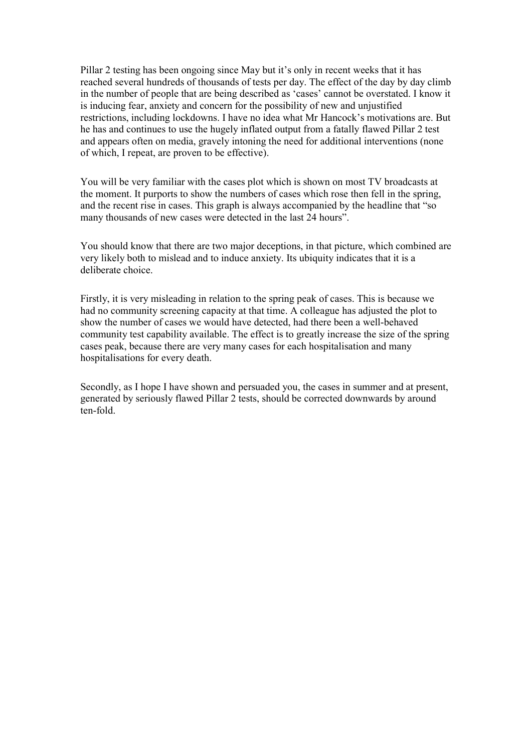Pillar 2 testing has been ongoing since May but it's only in recent weeks that it has reached several hundreds of thousands of tests per day. The effect of the day by day climb in the number of people that are being described as 'cases' cannot be overstated. I know it is inducing fear, anxiety and concern for the possibility of new and unjustified restrictions, including lockdowns. I have no idea what Mr Hancock's motivations are. But he has and continues to use the hugely inflated output from a fatally flawed Pillar 2 test and appears often on media, gravely intoning the need for additional interventions (none of which, I repeat, are proven to be effective).

You will be very familiar with the cases plot which is shown on most TV broadcasts at the moment. It purports to show the numbers of cases which rose then fell in the spring, and the recent rise in cases. This graph is always accompanied by the headline that "so many thousands of new cases were detected in the last 24 hours".

You should know that there are two major deceptions, in that picture, which combined are very likely both to mislead and to induce anxiety. Its ubiquity indicates that it is a deliberate choice.

Firstly, it is very misleading in relation to the spring peak of cases. This is because we had no community screening capacity at that time. A colleague has adjusted the plot to show the number of cases we would have detected, had there been a well-behaved community test capability available. The effect is to greatly increase the size of the spring cases peak, because there are very many cases for each hospitalisation and many hospitalisations for every death.

Secondly, as I hope I have shown and persuaded you, the cases in summer and at present, generated by seriously flawed Pillar 2 tests, should be corrected downwards by around ten-fold.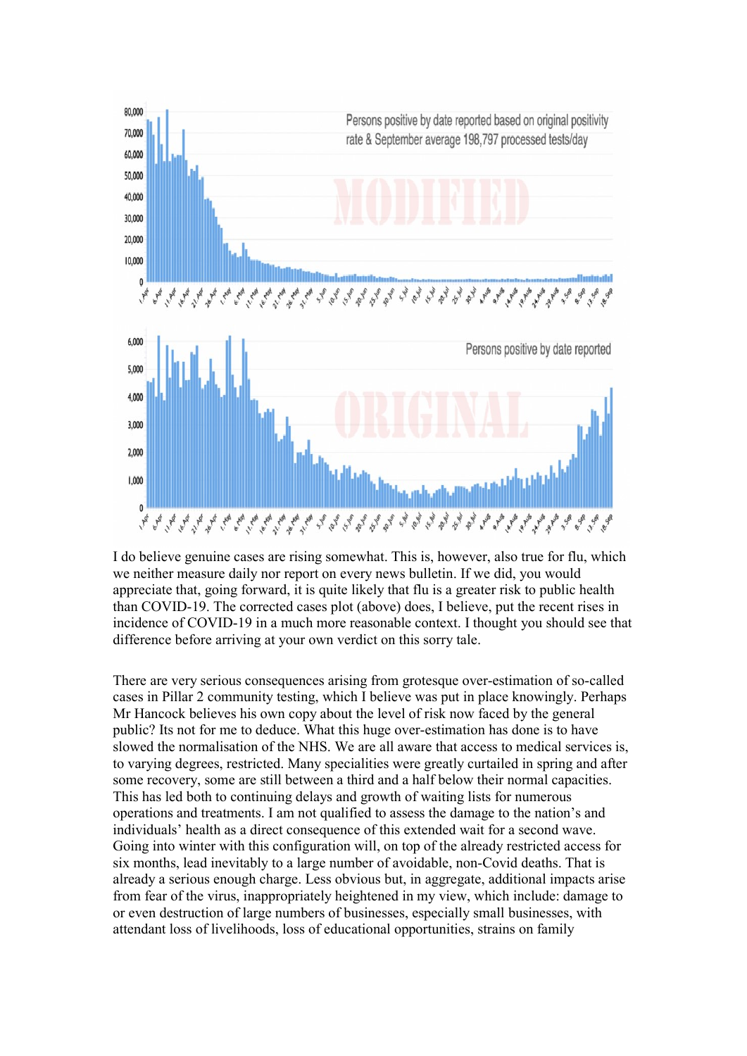I do believe genuine cases are rising somewhat. This is, however, also true for flu, which we neither measure daily nor report on every news bulletin. If we did, you would appreciate that, going forward, it is quite likely that flu is a greater risk to public health than COVID-19. The corrected cases plot (above) does, I believe, put the recent rises in incidence of COVID-19 in a much more reasonable context. I thought you should see that difference before arriving at your own verdict on this sorry tale.

There are very serious consequences arising from grotesque over-estimation of so-called cases in Pillar 2 community testing, which I believe was put in place knowingly. Perhaps Mr Hancock believes his own copy about the level of risk now faced by the general public? Its not for me to deduce. What this huge over-estimation has done is to have slowed the normalisation of the NHS. We are all aware that access to medical services is, to varying degrees, restricted. Many specialities were greatly curtailed in spring and after some recovery, some are still between a third and a half below their normal capacities. This has led both to continuing delays and growth of waiting lists for numerous operations and treatments. I am not qualified to assess the damage to the nation's and individuals' health as a direct consequence of this extended wait for a second wave. Going into winter with this configuration will, on top of the already restricted access for six months, lead inevitably to a large number of avoidable, non-Covid deaths. That is already a serious enough charge. Less obvious but, in aggregate, additional impacts arise from fear of the virus, inappropriately heightened in my view, which include: damage to or even destruction of large numbers of businesses, especially small businesses, with attendant loss of livelihoods, loss of educational opportunities, strains on family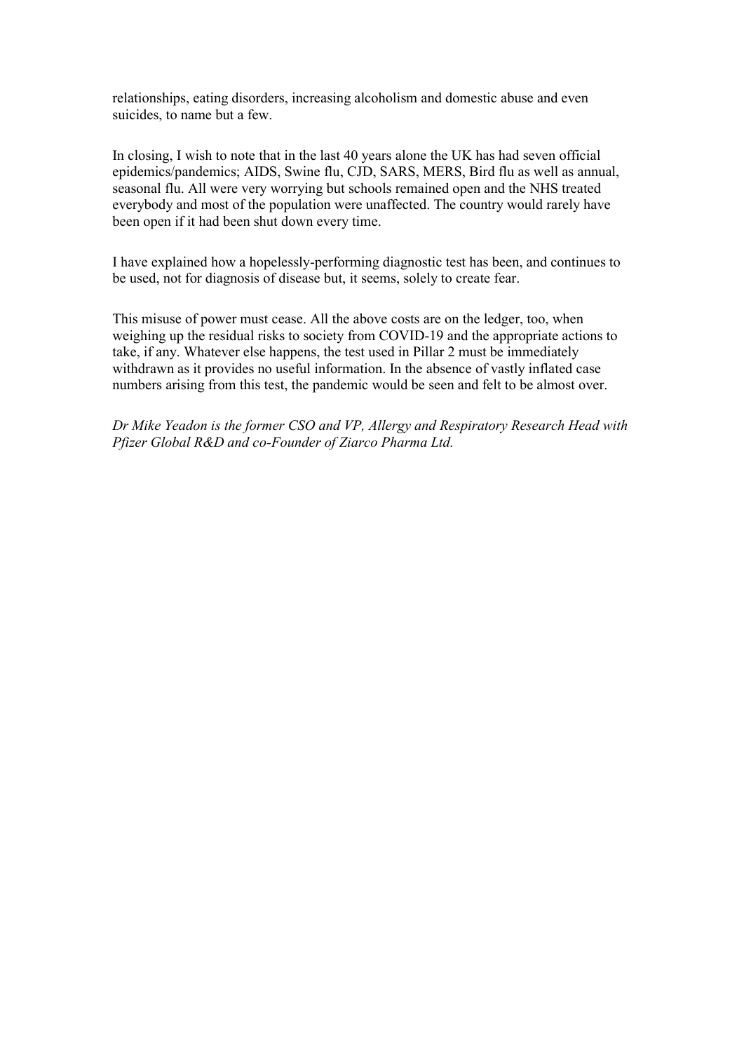relationships, eating disorders, increasing alcoholism and domestic abuse and even suicides, to name but a few.

In closing, I wish to note that in the last 40 years alone the UK has had seven official epidemics/pandemics; AIDS, Swine flu, CJD, SARS, MERS, Bird flu as well as annual, seasonal flu. All were very worrying but schools remained open and the NHS treated everybody and most of the population were unaffected. The country would rarely have been open if it had been shut down every time.

I have explained how a hopelessly-performing diagnostic test has been, and continues to be used, not for diagnosis of disease but, it seems, solely to create fear.

This misuse of power must cease. All the above costs are on the ledger, too, when weighing up the residual risks to society from COVID-19 and the appropriate actions to take, if any. Whatever else happens, the test used in Pillar 2 must be immediately withdrawn as it provides no useful information. In the absence of vastly inflated case numbers arising from this test, the pandemic would be seen and felt to be almost over.

*Dr Mike Yeadon is the former CSO and VP, Allergy and Respiratory Research Head with Pfizer Global R&D and co-Founder of Ziarco Pharma Ltd.*